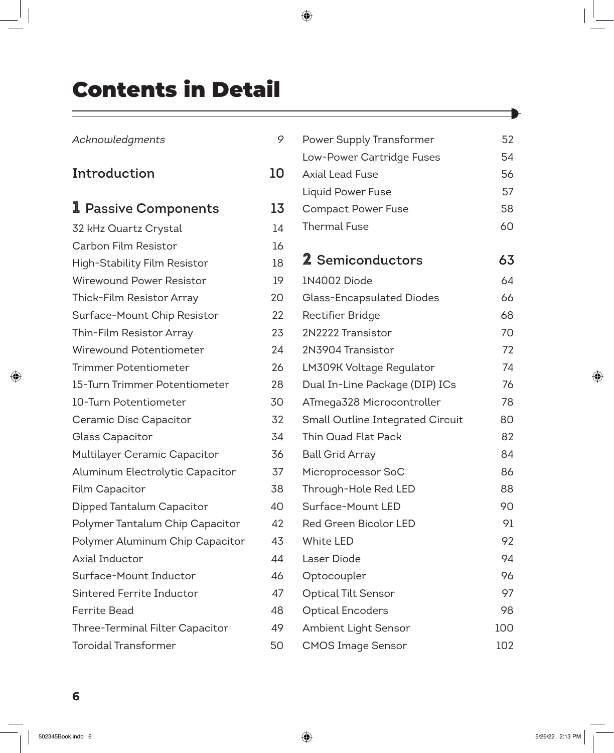# Contents in Detail

*Acknowledgments* 9

## Introduction 10

## 1 Passive Components 13

32 kHz Quartz Crystal 14
Carbon Film Resistor 16
High-Stability Film Resistor 18
Wirewound Power Resistor 19
Thick-Film Resistor Array 20
Surface-Mount Chip Resistor 22
Thin-Film Resistor Array 23
Wirewound Potentiometer 24
Trimmer Potentiometer 26
15-Turn Trimmer Potentiometer 28
10-Turn Potentiometer 30
Ceramic Disc Capacitor 32
Glass Capacitor 34
Multilayer Ceramic Capacitor 36
Aluminum Electrolytic Capacitor 37
Film Capacitor 38
Dipped Tantalum Capacitor 40
Polymer Tantalum Chip Capacitor 42
Polymer Aluminum Chip Capacitor 43
Axial Inductor 44
Surface-Mount Inductor 46
Sintered Ferrite Inductor 47
Ferrite Bead 48
Three-Terminal Filter Capacitor 49
Toroidal Transformer 50
Power Supply Transformer 52
Low-Power Cartridge Fuses 54
Axial Lead Fuse 56
Liquid Power Fuse 57
Compact Power Fuse 58
Thermal Fuse 60

## 2 Semiconductors 63

1N4002 Diode 64
Glass-Encapsulated Diodes 66
Rectifier Bridge 68
2N2222 Transistor 70
2N3904 Transistor 72
LM309K Voltage Regulator 74
Dual In-Line Package (DIP) ICs 76
ATmega328 Microcontroller 78
Small Outline Integrated Circuit 80
Thin Quad Flat Pack 82
Ball Grid Array 84
Microprocessor SoC 86
Through-Hole Red LED 88
Surface-Mount LED 90
Red Green Bicolor LED 91
White LED 92
Laser Diode 94
Optocoupler 96
Optical Tilt Sensor 97
Optical Encoders 98
Ambient Light Sensor 100
CMOS Image Sensor 102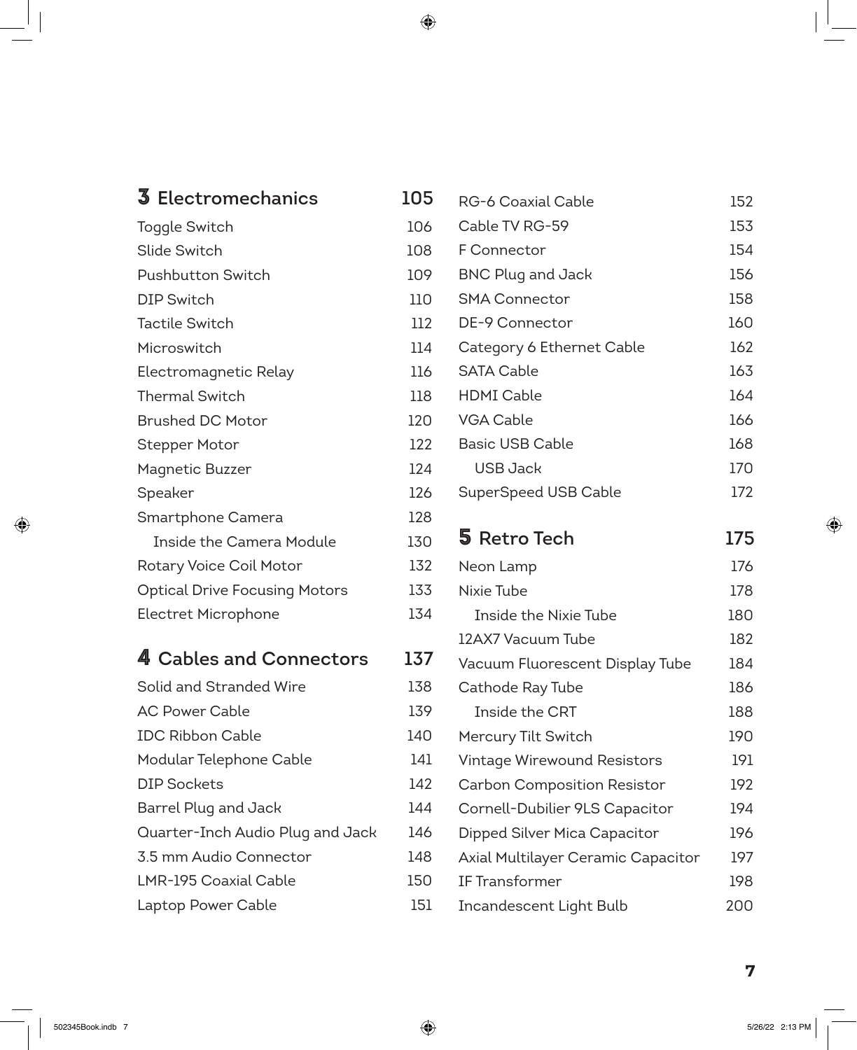## 3 Electromechanics 105

| | |
|---|---|
| Toggle Switch | 106 |
| Slide Switch | 108 |
| Pushbutton Switch | 109 |
| DIP Switch | 110 |
| Tactile Switch | 112 |
| Microswitch | 114 |
| Electromagnetic Relay | 116 |
| Thermal Switch | 118 |
| Brushed DC Motor | 120 |
| Stepper Motor | 122 |
| Magnetic Buzzer | 124 |
| Speaker | 126 |
| Smartphone Camera | 128 |
| Inside the Camera Module | 130 |
| Rotary Voice Coil Motor | 132 |
| Optical Drive Focusing Motors | 133 |
| Electret Microphone | 134 |

## 4 Cables and Connectors 137

| | |
|---|---|
| Solid and Stranded Wire | 138 |
| AC Power Cable | 139 |
| IDC Ribbon Cable | 140 |
| Modular Telephone Cable | 141 |
| DIP Sockets | 142 |
| Barrel Plug and Jack | 144 |
| Quarter-Inch Audio Plug and Jack | 146 |
| 3.5 mm Audio Connector | 148 |
| LMR-195 Coaxial Cable | 150 |
| Laptop Power Cable | 151 |
| RG-6 Coaxial Cable | 152 |
| Cable TV RG-59 | 153 |
| F Connector | 154 |
| BNC Plug and Jack | 156 |
| SMA Connector | 158 |
| DE-9 Connector | 160 |
| Category 6 Ethernet Cable | 162 |
| SATA Cable | 163 |
| HDMI Cable | 164 |
| VGA Cable | 166 |
| Basic USB Cable | 168 |
| USB Jack | 170 |
| SuperSpeed USB Cable | 172 |

## 5 Retro Tech 175

| | |
|---|---|
| Neon Lamp | 176 |
| Nixie Tube | 178 |
| Inside the Nixie Tube | 180 |
| 12AX7 Vacuum Tube | 182 |
| Vacuum Fluorescent Display Tube | 184 |
| Cathode Ray Tube | 186 |
| Inside the CRT | 188 |
| Mercury Tilt Switch | 190 |
| Vintage Wirewound Resistors | 191 |
| Carbon Composition Resistor | 192 |
| Cornell-Dubilier 9LS Capacitor | 194 |
| Dipped Silver Mica Capacitor | 196 |
| Axial Multilayer Ceramic Capacitor | 197 |
| IF Transformer | 198 |
| Incandescent Light Bulb | 200 |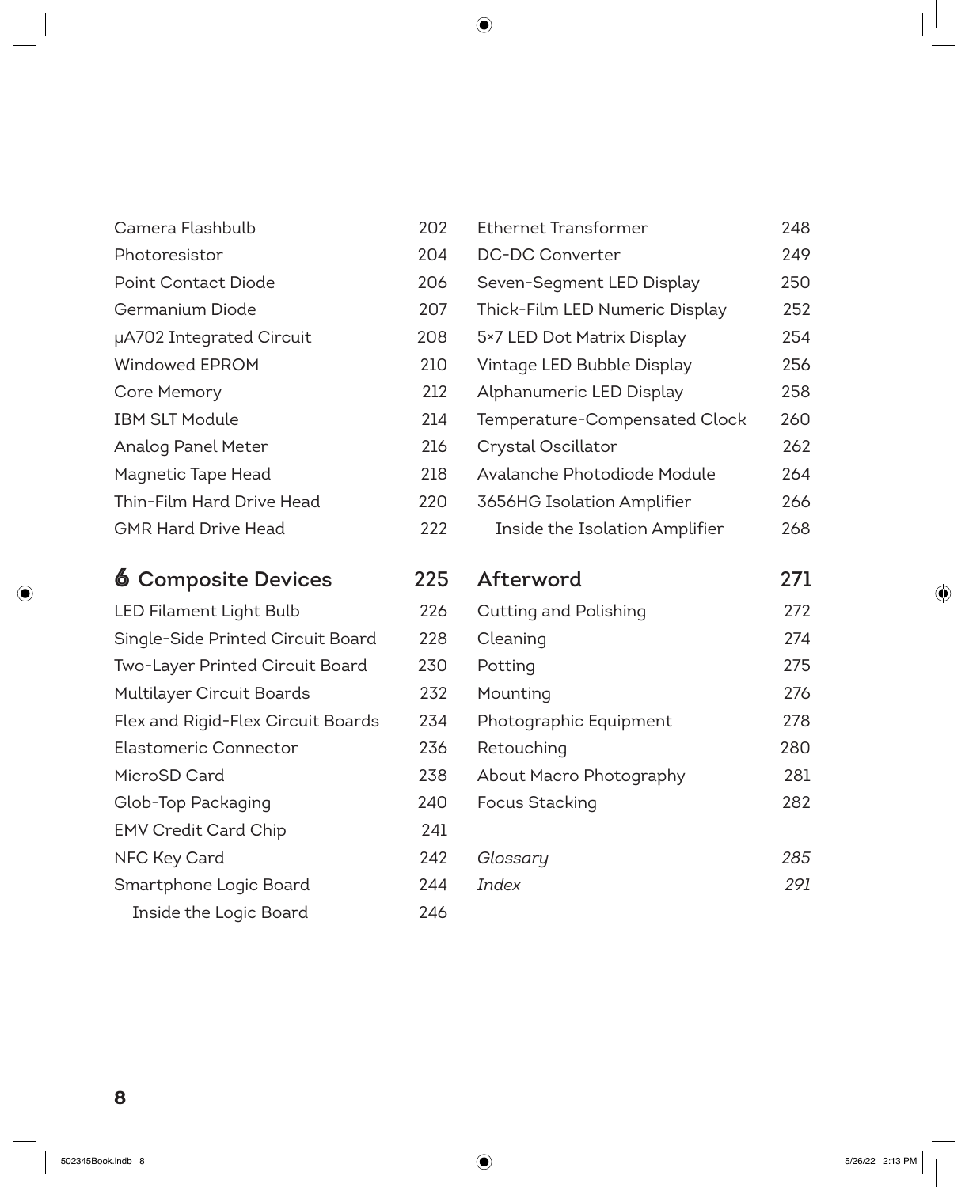| | |
|---|---|
| Camera Flashbulb | 202 |
| Photoresistor | 204 |
| Point Contact Diode | 206 |
| Germanium Diode | 207 |
| μA702 Integrated Circuit | 208 |
| Windowed EPROM | 210 |
| Core Memory | 212 |
| IBM SLT Module | 214 |
| Analog Panel Meter | 216 |
| Magnetic Tape Head | 218 |
| Thin-Film Hard Drive Head | 220 |
| GMR Hard Drive Head | 222 |

## 6 Composite Devices — 225

| | |
|---|---|
| LED Filament Light Bulb | 226 |
| Single-Side Printed Circuit Board | 228 |
| Two-Layer Printed Circuit Board | 230 |
| Multilayer Circuit Boards | 232 |
| Flex and Rigid-Flex Circuit Boards | 234 |
| Elastomeric Connector | 236 |
| MicroSD Card | 238 |
| Glob-Top Packaging | 240 |
| EMV Credit Card Chip | 241 |
| NFC Key Card | 242 |
| Smartphone Logic Board | 244 |
| Inside the Logic Board | 246 |
| Ethernet Transformer | 248 |
| DC-DC Converter | 249 |
| Seven-Segment LED Display | 250 |
| Thick-Film LED Numeric Display | 252 |
| 5×7 LED Dot Matrix Display | 254 |
| Vintage LED Bubble Display | 256 |
| Alphanumeric LED Display | 258 |
| Temperature-Compensated Clock | 260 |
| Crystal Oscillator | 262 |
| Avalanche Photodiode Module | 264 |
| 3656HG Isolation Amplifier | 266 |
| Inside the Isolation Amplifier | 268 |

## Afterword — 271

| | |
|---|---|
| Cutting and Polishing | 272 |
| Cleaning | 274 |
| Potting | 275 |
| Mounting | 276 |
| Photographic Equipment | 278 |
| Retouching | 280 |
| About Macro Photography | 281 |
| Focus Stacking | 282 |

| | |
|---|---|
| *Glossary* | *285* |
| *Index* | *291* |